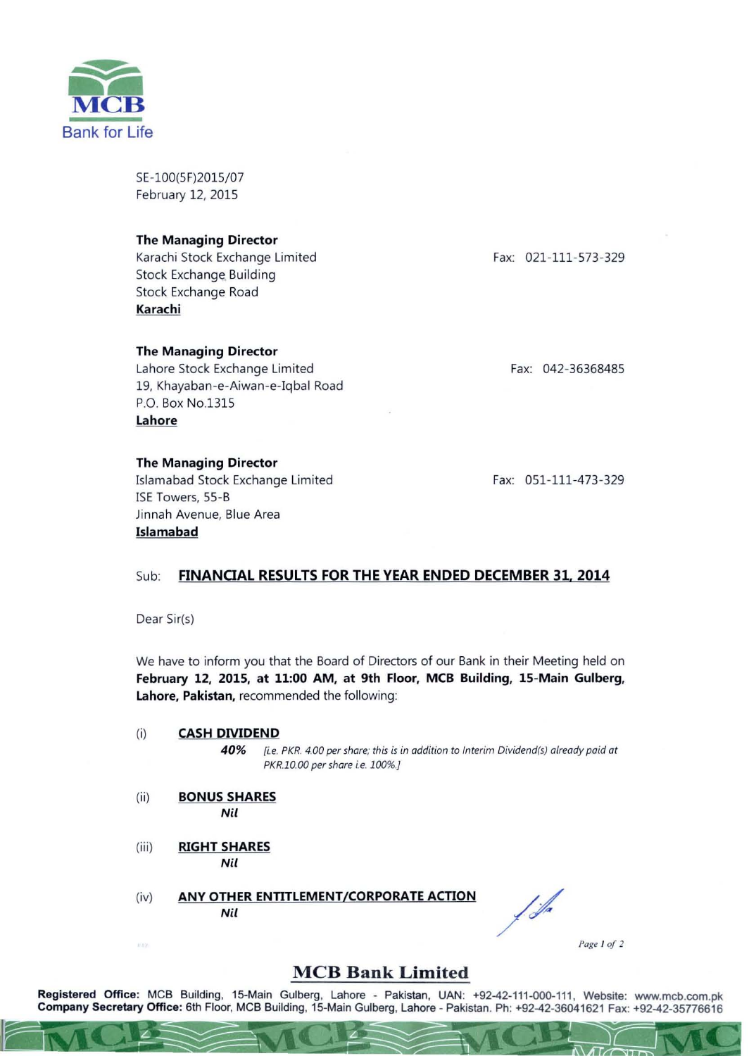MCB
Bank for Life

SE-100(5F)2015/07
February 12, 2015

**The Managing Director**
Karachi Stock Exchange Limited
Stock Exchange Building
Stock Exchange Road
**Karachi**

Fax: 021-111-573-329

**The Managing Director**
Lahore Stock Exchange Limited
19, Khayaban-e-Aiwan-e-Iqbal Road
P.O. Box No.1315
**Lahore**

Fax: 042-36368485

**The Managing Director**
Islamabad Stock Exchange Limited
ISE Towers, 55-B
Jinnah Avenue, Blue Area
**Islamabad**

Fax: 051-111-473-329

Sub: **FINANCIAL RESULTS FOR THE YEAR ENDED DECEMBER 31, 2014**

Dear Sir(s)

We have to inform you that the Board of Directors of our Bank in their Meeting held on **February 12, 2015, at 11:00 AM, at 9th Floor, MCB Building, 15-Main Gulberg, Lahore, Pakistan,** recommended the following:

(i) **CASH DIVIDEND**
***40%*** *[i.e. PKR. 4.00 per share; this is in addition to Interim Dividend(s) already paid at PKR.10.00 per share i.e. 100%.]*

(ii) **BONUS SHARES**
***Nil***

(iii) **RIGHT SHARES**
***Nil***

(iv) **ANY OTHER ENTITLEMENT/CORPORATE ACTION**
***Nil***

**MCB Bank Limited**

**Registered Office:** MCB Building, 15-Main Gulberg, Lahore - Pakistan, UAN: +92-42-111-000-111, Website: www.mcb.com.pk
**Company Secretary Office:** 6th Floor, MCB Building, 15-Main Gulberg, Lahore - Pakistan. Ph: +92-42-36041621 Fax: +92-42-35776616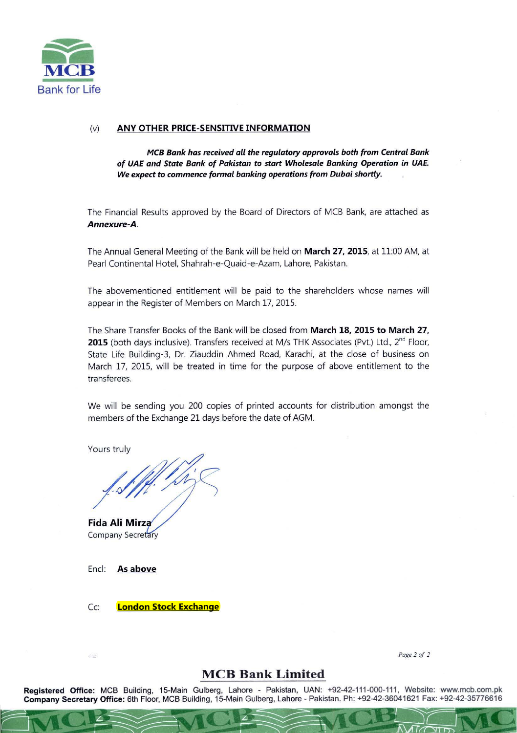(v) **ANY OTHER PRICE-SENSITIVE INFORMATION**

***MCB Bank has received all the regulatory approvals both from Central Bank of UAE and State Bank of Pakistan to start Wholesale Banking Operation in UAE. We expect to commence formal banking operations from Dubai shortly.***

The Financial Results approved by the Board of Directors of MCB Bank, are attached as ***Annexure-A***.

The Annual General Meeting of the Bank will be held on **March 27, 2015**, at 11:00 AM, at Pearl Continental Hotel, Shahrah-e-Quaid-e-Azam, Lahore, Pakistan.

The abovementioned entitlement will be paid to the shareholders whose names will appear in the Register of Members on March 17, 2015.

The Share Transfer Books of the Bank will be closed from **March 18, 2015 to March 27, 2015** (both days inclusive). Transfers received at M/s THK Associates (Pvt.) Ltd., 2nd Floor, State Life Building-3, Dr. Ziauddin Ahmed Road, Karachi, at the close of business on March 17, 2015, will be treated in time for the purpose of above entitlement to the transferees.

We will be sending you 200 copies of printed accounts for distribution amongst the members of the Exchange 21 days before the date of AGM.

Yours truly

**Fida Ali Mirza**
Company Secretary

Encl: **As above**

Cc: **London Stock Exchange**

**MCB Bank Limited**

**Registered Office:** MCB Building, 15-Main Gulberg, Lahore - Pakistan, UAN: +92-42-111-000-111, Website: www.mcb.com.pk
**Company Secretary Office:** 6th Floor, MCB Building, 15-Main Gulberg, Lahore - Pakistan. Ph: +92-42-36041621 Fax: +92-42-35776616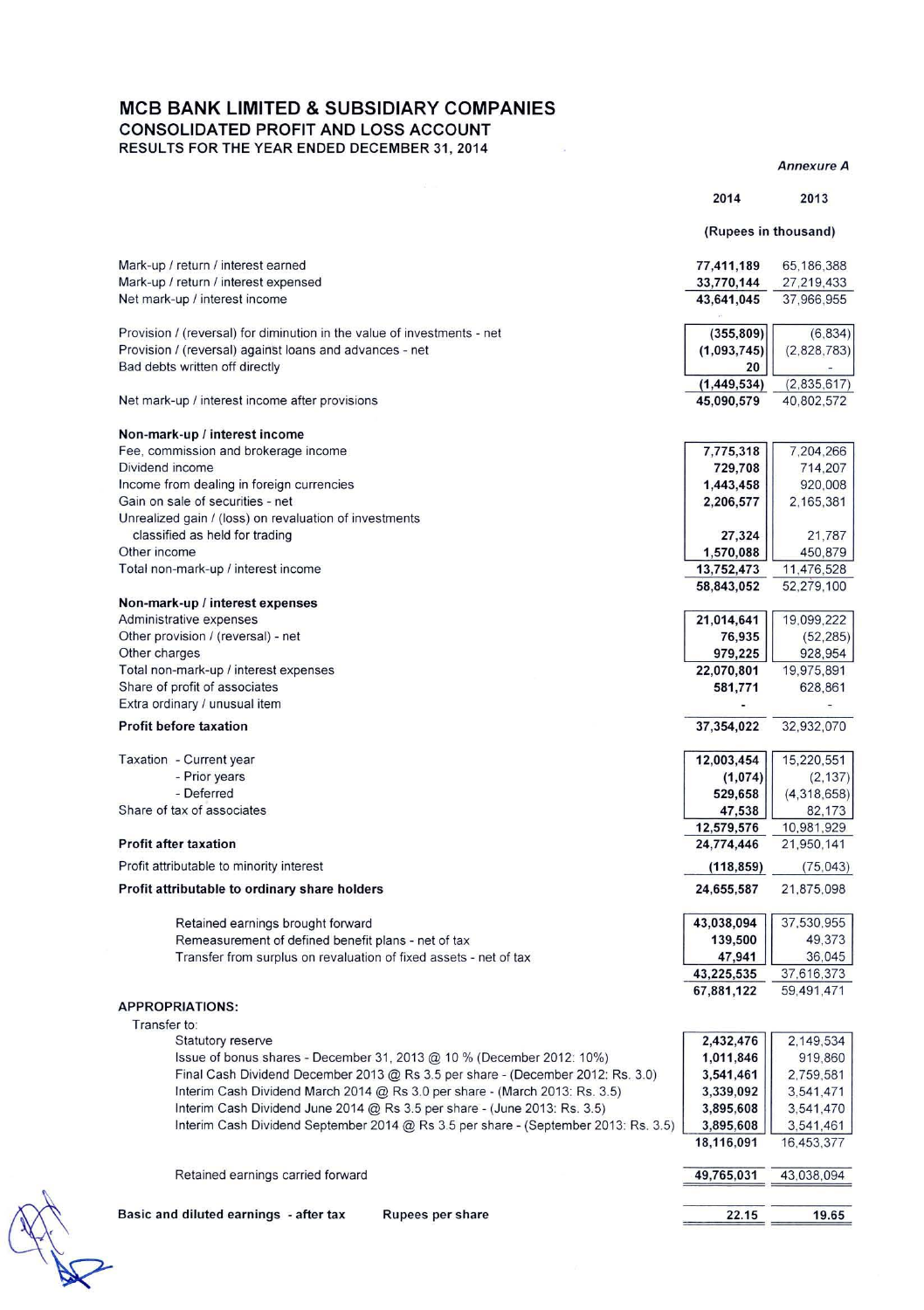# MCB BANK LIMITED & SUBSIDIARY COMPANIES

## CONSOLIDATED PROFIT AND LOSS ACCOUNT

### RESULTS FOR THE YEAR ENDED DECEMBER 31, 2014

*Annexure A*

| | 2014 | 2013 |
|---|---|---|
| | (Rupees in thousand) | |
| Mark-up / return / interest earned | 77,411,189 | 65,186,388 |
| Mark-up / return / interest expensed | 33,770,144 | 27,219,433 |
| Net mark-up / interest income | 43,641,045 | 37,966,955 |
| | | |
| Provision / (reversal) for diminution in the value of investments - net | (355,809) | (6,834) |
| Provision / (reversal) against loans and advances - net | (1,093,745) | (2,828,783) |
| Bad debts written off directly | 20 | - |
| | (1,449,534) | (2,835,617) |
| Net mark-up / interest income after provisions | 45,090,579 | 40,802,572 |
| | | |
| **Non-mark-up / interest income** | | |
| Fee, commission and brokerage income | 7,775,318 | 7,204,266 |
| Dividend income | 729,708 | 714,207 |
| Income from dealing in foreign currencies | 1,443,458 | 920,008 |
| Gain on sale of securities - net | 2,206,577 | 2,165,381 |
| Unrealized gain / (loss) on revaluation of investments classified as held for trading | 27,324 | 21,787 |
| Other income | 1,570,088 | 450,879 |
| Total non-mark-up / interest income | 13,752,473 | 11,476,528 |
| | 58,843,052 | 52,279,100 |
| **Non-mark-up / interest expenses** | | |
| Administrative expenses | 21,014,641 | 19,099,222 |
| Other provision / (reversal) - net | 76,935 | (52,285) |
| Other charges | 979,225 | 928,954 |
| Total non-mark-up / interest expenses | 22,070,801 | 19,975,891 |
| Share of profit of associates | 581,771 | 628,861 |
| Extra ordinary / unusual item | - | - |
| **Profit before taxation** | 37,354,022 | 32,932,070 |
| | | |
| Taxation - Current year | 12,003,454 | 15,220,551 |
| - Prior years | (1,074) | (2,137) |
| - Deferred | 529,658 | (4,318,658) |
| Share of tax of associates | 47,538 | 82,173 |
| | 12,579,576 | 10,981,929 |
| **Profit after taxation** | 24,774,446 | 21,950,141 |
| Profit attributable to minority interest | (118,859) | (75,043) |
| **Profit attributable to ordinary share holders** | 24,655,587 | 21,875,098 |
| | | |
| Retained earnings brought forward | 43,038,094 | 37,530,955 |
| Remeasurement of defined benefit plans - net of tax | 139,500 | 49,373 |
| Transfer from surplus on revaluation of fixed assets - net of tax | 47,941 | 36,045 |
| | 43,225,535 | 37,616,373 |
| | 67,881,122 | 59,491,471 |
| **APPROPRIATIONS:** | | |
| Transfer to: | | |
| Statutory reserve | 2,432,476 | 2,149,534 |
| Issue of bonus shares - December 31, 2013 @ 10 % (December 2012: 10%) | 1,011,846 | 919,860 |
| Final Cash Dividend December 2013 @ Rs 3.5 per share - (December 2012: Rs. 3.0) | 3,541,461 | 2,759,581 |
| Interim Cash Dividend March 2014 @ Rs 3.0 per share - (March 2013: Rs. 3.5) | 3,339,092 | 3,541,471 |
| Interim Cash Dividend June 2014 @ Rs 3.5 per share - (June 2013: Rs. 3.5) | 3,895,608 | 3,541,470 |
| Interim Cash Dividend September 2014 @ Rs 3.5 per share - (September 2013: Rs. 3.5) | 3,895,608 | 3,541,461 |
| | 18,116,091 | 16,453,377 |
| | | |
| Retained earnings carried forward | 49,765,031 | 43,038,094 |
| | | |
| **Basic and diluted earnings - after tax** Rupees per share | 22.15 | 19.65 |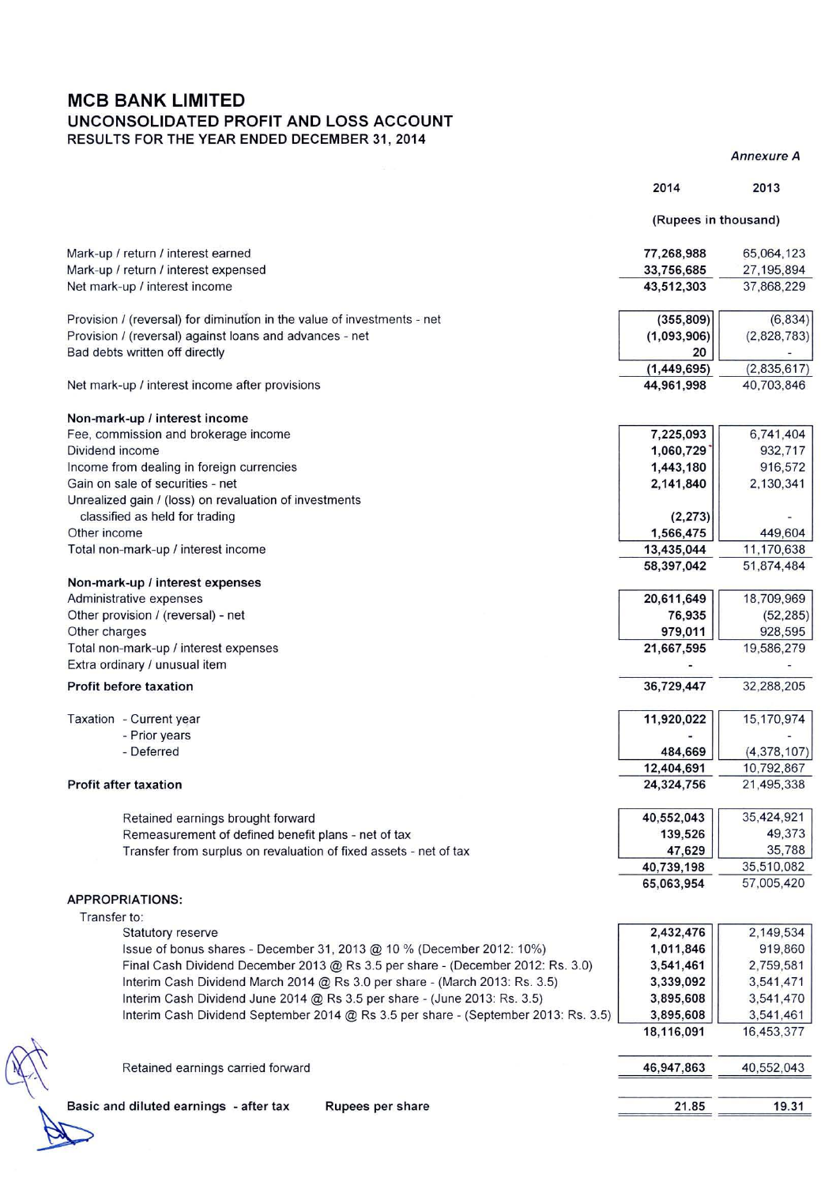# MCB BANK LIMITED

## UNCONSOLIDATED PROFIT AND LOSS ACCOUNT

### RESULTS FOR THE YEAR ENDED DECEMBER 31, 2014

*Annexure A*

| | 2014 | 2013 |
|---|---|---|
| | (Rupees in thousand) | |
| Mark-up / return / interest earned | 77,268,988 | 65,064,123 |
| Mark-up / return / interest expensed | 33,756,685 | 27,195,894 |
| Net mark-up / interest income | 43,512,303 | 37,868,229 |
| Provision / (reversal) for diminution in the value of investments - net | (355,809) | (6,834) |
| Provision / (reversal) against loans and advances - net | (1,093,906) | (2,828,783) |
| Bad debts written off directly | 20 | - |
| | (1,449,695) | (2,835,617) |
| Net mark-up / interest income after provisions | 44,961,998 | 40,703,846 |
| **Non-mark-up / interest income** | | |
| Fee, commission and brokerage income | 7,225,093 | 6,741,404 |
| Dividend income | 1,060,729 | 932,717 |
| Income from dealing in foreign currencies | 1,443,180 | 916,572 |
| Gain on sale of securities - net | 2,141,840 | 2,130,341 |
| Unrealized gain / (loss) on revaluation of investments classified as held for trading | (2,273) | - |
| Other income | 1,566,475 | 449,604 |
| Total non-mark-up / interest income | 13,435,044 | 11,170,638 |
| | 58,397,042 | 51,874,484 |
| **Non-mark-up / interest expenses** | | |
| Administrative expenses | 20,611,649 | 18,709,969 |
| Other provision / (reversal) - net | 76,935 | (52,285) |
| Other charges | 979,011 | 928,595 |
| Total non-mark-up / interest expenses | 21,667,595 | 19,586,279 |
| Extra ordinary / unusual item | - | - |
| **Profit before taxation** | 36,729,447 | 32,288,205 |
| Taxation - Current year | 11,920,022 | 15,170,974 |
| - Prior years | - | - |
| - Deferred | 484,669 | (4,378,107) |
| | 12,404,691 | 10,792,867 |
| **Profit after taxation** | 24,324,756 | 21,495,338 |
| Retained earnings brought forward | 40,552,043 | 35,424,921 |
| Remeasurement of defined benefit plans - net of tax | 139,526 | 49,373 |
| Transfer from surplus on revaluation of fixed assets - net of tax | 47,629 | 35,788 |
| | 40,739,198 | 35,510,082 |
| | 65,063,954 | 57,005,420 |
| **APPROPRIATIONS:** | | |
| Transfer to: | | |
| Statutory reserve | 2,432,476 | 2,149,534 |
| Issue of bonus shares - December 31, 2013 @ 10 % (December 2012: 10%) | 1,011,846 | 919,860 |
| Final Cash Dividend December 2013 @ Rs 3.5 per share - (December 2012: Rs. 3.0) | 3,541,461 | 2,759,581 |
| Interim Cash Dividend March 2014 @ Rs 3.0 per share - (March 2013: Rs. 3.5) | 3,339,092 | 3,541,471 |
| Interim Cash Dividend June 2014 @ Rs 3.5 per share - (June 2013: Rs. 3.5) | 3,895,608 | 3,541,470 |
| Interim Cash Dividend September 2014 @ Rs 3.5 per share - (September 2013: Rs. 3.5) | 3,895,608 | 3,541,461 |
| | 18,116,091 | 16,453,377 |
| Retained earnings carried forward | 46,947,863 | 40,552,043 |
| **Basic and diluted earnings - after tax** Rupees per share | 21.85 | 19.31 |